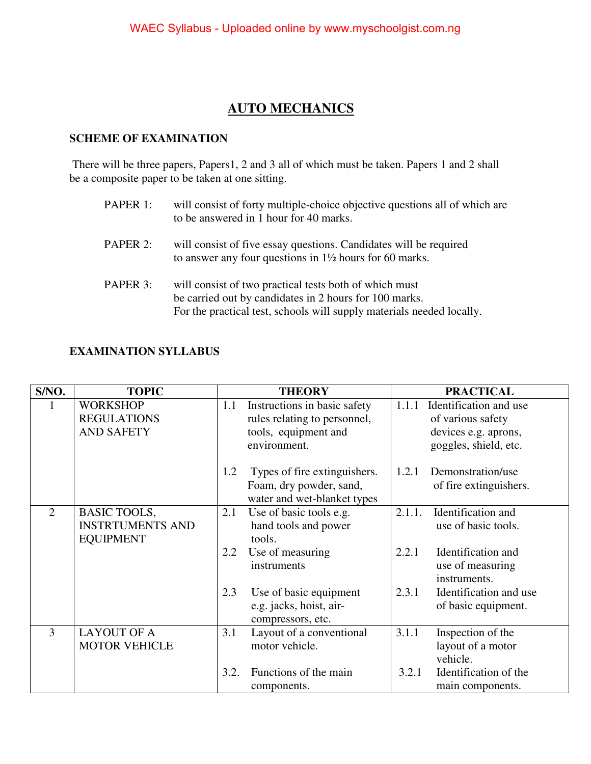# AUTO MECHANICS

## SCHEME OF EXAMINATION

There will be three papers, Papers1, 2 and 3 all of which must be taken. Papers 1 and 2 shall be a composite paper to be taken at one sitting.

PAPER 1: will consist of forty multiple-choice objective questions all of which are to be answered in 1 hour for 40 marks.

PAPER 2: will consist of five essay questions. Candidates will be required to answer any four questions in 1½ hours for 60 marks.

PAPER 3: will consist of two practical tests both of which must be carried out by candidates in 2 hours for 100 marks. For the practical test, schools will supply materials needed locally.

## EXAMINATION SYLLABUS

| S/NO. | TOPIC | THEORY | PRACTICAL |
|---|---|---|---|
| 1 | WORKSHOP REGULATIONS AND SAFETY | 1.1 Instructions in basic safety rules relating to personnel, tools, equipment and environment. | 1.1.1 Identification and use of various safety devices e.g. aprons, goggles, shield, etc. |
| | | 1.2 Types of fire extinguishers. Foam, dry powder, sand, water and wet-blanket types | 1.2.1 Demonstration/use of fire extinguishers. |
| 2 | BASIC TOOLS, INSTRTUMENTS AND EQUIPMENT | 2.1 Use of basic tools e.g. hand tools and power tools. | 2.1.1. Identification and use of basic tools. |
| | | 2.2 Use of measuring instruments | 2.2.1 Identification and use of measuring instruments. |
| | | 2.3 Use of basic equipment e.g. jacks, hoist, air-compressors, etc. | 2.3.1 Identification and use of basic equipment. |
| 3 | LAYOUT OF A MOTOR VEHICLE | 3.1 Layout of a conventional motor vehicle. | 3.1.1 Inspection of the layout of a motor vehicle. |
| | | 3.2. Functions of the main components. | 3.2.1 Identification of the main components. |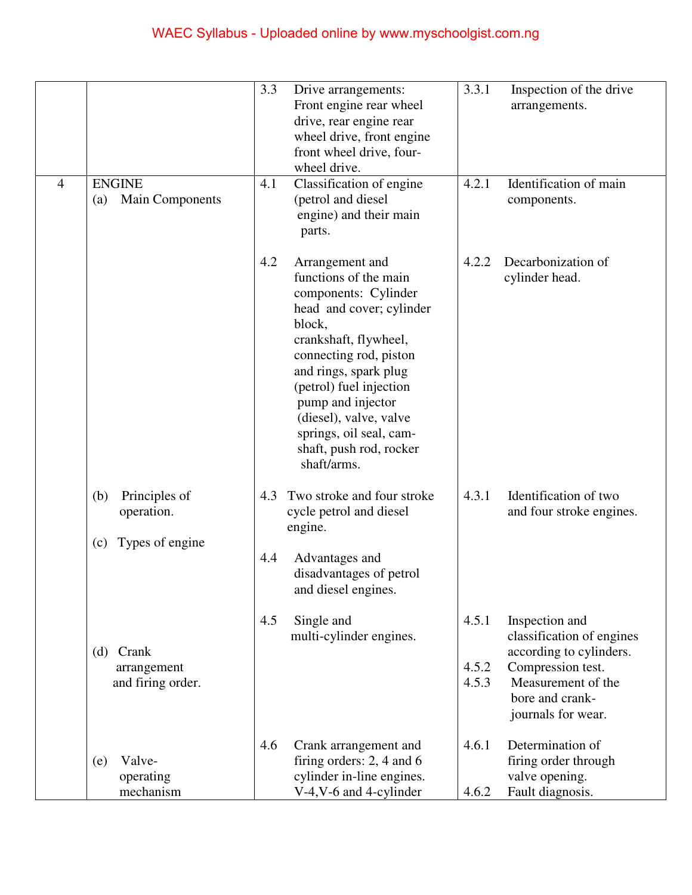| | | | |
|---|---|---|---|
| | | 3.3 Drive arrangements: Front engine rear wheel drive, rear engine rear wheel drive, front engine front wheel drive, four-wheel drive. | 3.3.1 Inspection of the drive arrangements. |
| 4 | ENGINE<br>(a) Main Components | 4.1 Classification of engine (petrol and diesel engine) and their main parts. | 4.2.1 Identification of main components. |
| | | 4.2 Arrangement and functions of the main components: Cylinder head and cover; cylinder block, crankshaft, flywheel, connecting rod, piston and rings, spark plug (petrol) fuel injection pump and injector (diesel), valve, valve springs, oil seal, cam-shaft, push rod, rocker shaft/arms. | 4.2.2 Decarbonization of cylinder head. |
| | (b) Principles of operation. | 4.3 Two stroke and four stroke cycle petrol and diesel engine. | 4.3.1 Identification of two and four stroke engines. |
| | (c) Types of engine | 4.4 Advantages and disadvantages of petrol and diesel engines. | |
| | (d) Crank arrangement and firing order. | 4.5 Single and multi-cylinder engines. | 4.5.1 Inspection and classification of engines according to cylinders.<br>4.5.2 Compression test.<br>4.5.3 Measurement of the bore and crank-journals for wear. |
| | (e) Valve-operating mechanism | 4.6 Crank arrangement and firing orders: 2, 4 and 6 cylinder in-line engines. V-4,V-6 and 4-cylinder | 4.6.1 Determination of firing order through valve opening.<br>4.6.2 Fault diagnosis. |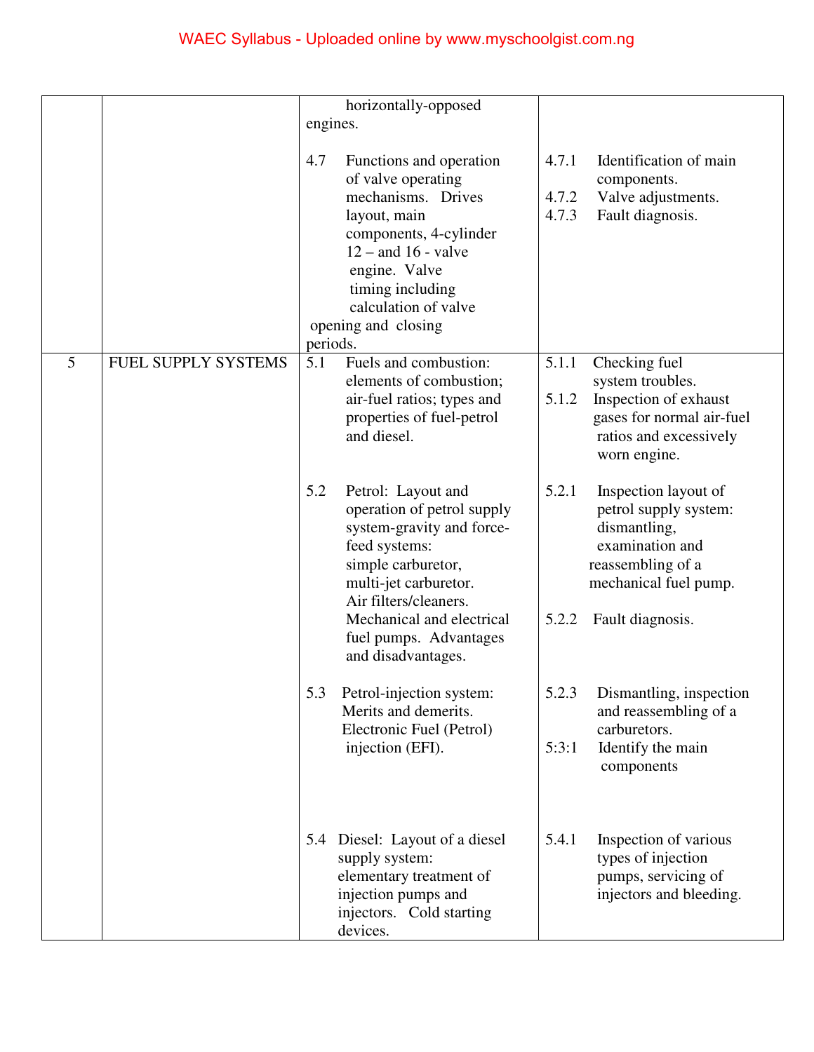| | | | |
|---|---|---|---|
| | | horizontally-opposed engines. | |
| | | 4.7 Functions and operation of valve operating mechanisms. Drives layout, main components, 4-cylinder 12 – and 16 - valve engine. Valve timing including calculation of valve opening and closing periods. | 4.7.1 Identification of main components.<br>4.7.2 Valve adjustments.<br>4.7.3 Fault diagnosis. |
| 5 | FUEL SUPPLY SYSTEMS | 5.1 Fuels and combustion: elements of combustion; air-fuel ratios; types and properties of fuel-petrol and diesel. | 5.1.1 Checking fuel system troubles.<br>5.1.2 Inspection of exhaust gases for normal air-fuel ratios and excessively worn engine. |
| | | 5.2 Petrol: Layout and operation of petrol supply system-gravity and force-feed systems: simple carburetor, multi-jet carburetor. Air filters/cleaners. Mechanical and electrical fuel pumps. Advantages and disadvantages. | 5.2.1 Inspection layout of petrol supply system: dismantling, examination and reassembling of a mechanical fuel pump.<br>5.2.2 Fault diagnosis. |
| | | 5.3 Petrol-injection system: Merits and demerits. Electronic Fuel (Petrol) injection (EFI). | 5.2.3 Dismantling, inspection and reassembling of a carburetors.<br>5:3:1 Identify the main components |
| | | 5.4 Diesel: Layout of a diesel supply system: elementary treatment of injection pumps and injectors. Cold starting devices. | 5.4.1 Inspection of various types of injection pumps, servicing of injectors and bleeding. |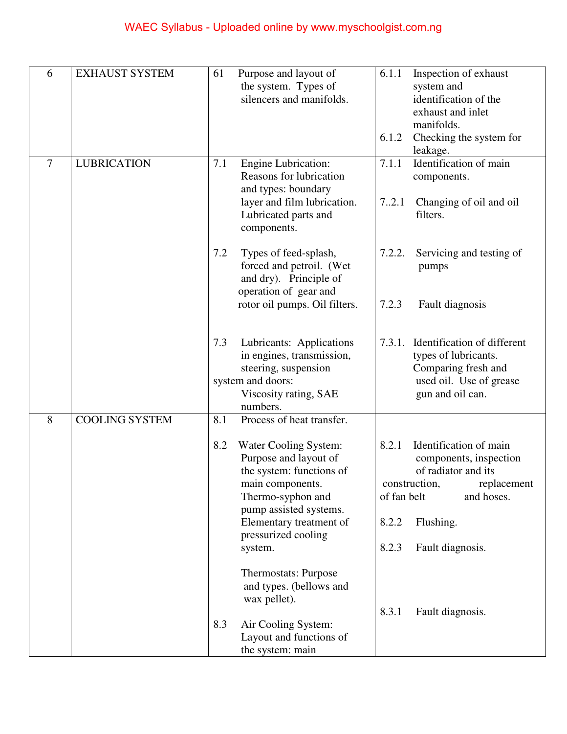| | | | |
|---|---|---|---|
| 6 | EXHAUST SYSTEM | 61 Purpose and layout of the system. Types of silencers and manifolds. | 6.1.1 Inspection of exhaust system and identification of the exhaust and inlet manifolds.<br>6.1.2 Checking the system for leakage. |
| 7 | LUBRICATION | 7.1 Engine Lubrication: Reasons for lubrication and types: boundary layer and film lubrication. Lubricated parts and components.<br><br>7.2 Types of feed-splash, forced and petroil. (Wet and dry). Principle of operation of gear and rotor oil pumps. Oil filters.<br><br>7.3 Lubricants: Applications in engines, transmission, steering, suspension system and doors: Viscosity rating, SAE numbers. | 7.1.1 Identification of main components.<br><br>7..2.1 Changing of oil and oil filters.<br><br>7.2.2. Servicing and testing of pumps<br><br>7.2.3 Fault diagnosis<br><br>7.3.1. Identification of different types of lubricants. Comparing fresh and used oil. Use of grease gun and oil can. |
| 8 | COOLING SYSTEM | 8.1 Process of heat transfer.<br><br>8.2 Water Cooling System: Purpose and layout of the system: functions of main components. Thermo-syphon and pump assisted systems. Elementary treatment of pressurized cooling system.<br><br>Thermostats: Purpose and types. (bellows and wax pellet).<br><br>8.3 Air Cooling System: Layout and functions of the system: main | 8.2.1 Identification of main components, inspection of radiator and its construction, replacement of fan belt and hoses.<br><br>8.2.2 Flushing.<br><br>8.2.3 Fault diagnosis.<br><br>8.3.1 Fault diagnosis. |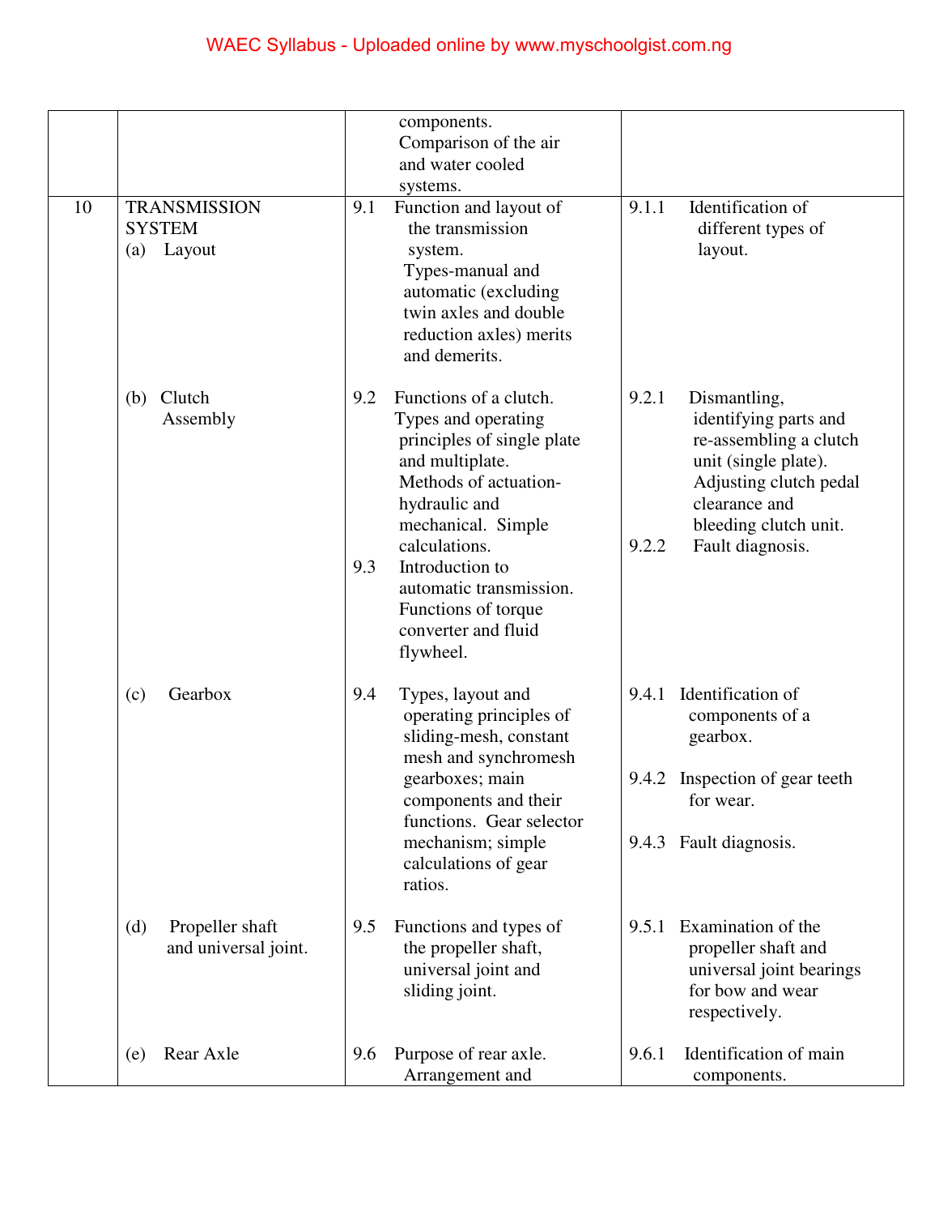| | | | |
|---|---|---|---|
| | | components. Comparison of the air and water cooled systems. | |
| 10 | TRANSMISSION SYSTEM (a) Layout | 9.1 Function and layout of the transmission system. Types-manual and automatic (excluding twin axles and double reduction axles) merits and demerits. | 9.1.1 Identification of different types of layout. |
| | (b) Clutch Assembly | 9.2 Functions of a clutch. Types and operating principles of single plate and multiplate. Methods of actuation-hydraulic and mechanical. Simple calculations.<br>9.3 Introduction to automatic transmission. Functions of torque converter and fluid flywheel. | 9.2.1 Dismantling, identifying parts and re-assembling a clutch unit (single plate). Adjusting clutch pedal clearance and bleeding clutch unit.<br>9.2.2 Fault diagnosis. |
| | (c) Gearbox | 9.4 Types, layout and operating principles of sliding-mesh, constant mesh and synchromesh gearboxes; main components and their functions. Gear selector mechanism; simple calculations of gear ratios. | 9.4.1 Identification of components of a gearbox.<br>9.4.2 Inspection of gear teeth for wear.<br>9.4.3 Fault diagnosis. |
| | (d) Propeller shaft and universal joint. | 9.5 Functions and types of the propeller shaft, universal joint and sliding joint. | 9.5.1 Examination of the propeller shaft and universal joint bearings for bow and wear respectively. |
| | (e) Rear Axle | 9.6 Purpose of rear axle. Arrangement and | 9.6.1 Identification of main components. |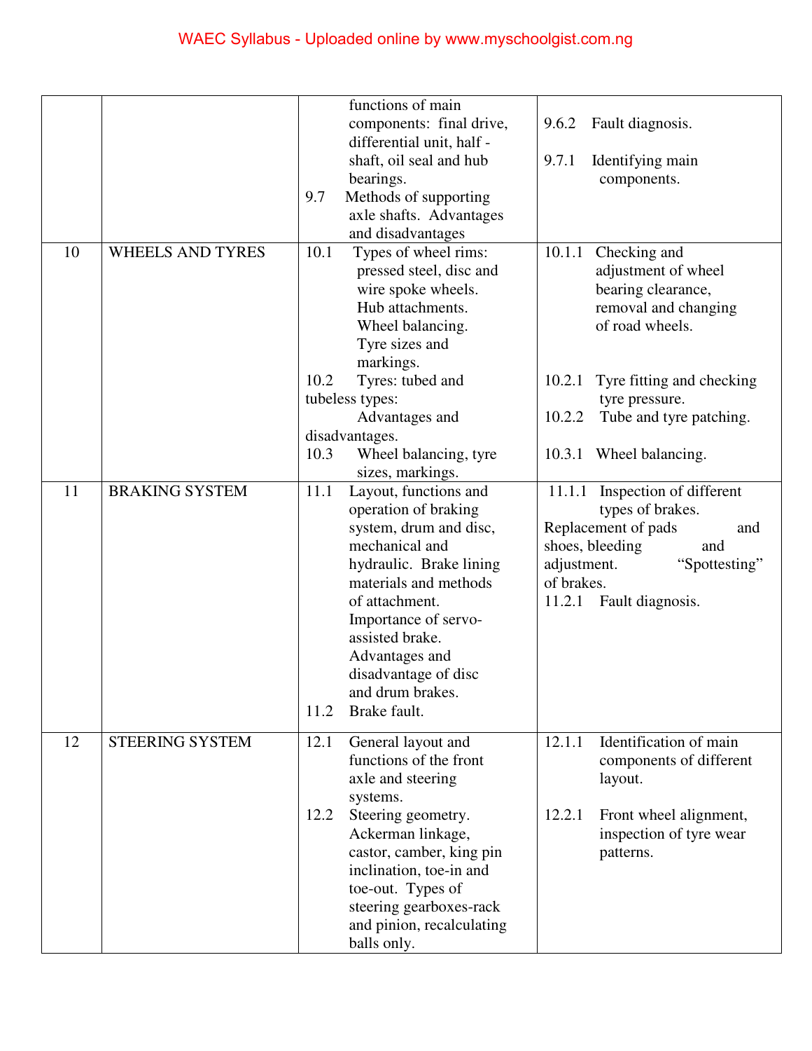| | | | |
|---|---|---|---|
| | | functions of main components: final drive, differential unit, half - shaft, oil seal and hub bearings.<br>9.7 Methods of supporting axle shafts. Advantages and disadvantages | 9.6.2 Fault diagnosis.<br><br>9.7.1 Identifying main components. |
| 10 | WHEELS AND TYRES | 10.1 Types of wheel rims: pressed steel, disc and wire spoke wheels. Hub attachments. Wheel balancing. Tyre sizes and markings.<br>10.2 Tyres: tubed and tubeless types: Advantages and disadvantages.<br>10.3 Wheel balancing, tyre sizes, markings. | 10.1.1 Checking and adjustment of wheel bearing clearance, removal and changing of road wheels.<br><br>10.2.1 Tyre fitting and checking tyre pressure.<br>10.2.2 Tube and tyre patching.<br><br>10.3.1 Wheel balancing. |
| 11 | BRAKING SYSTEM | 11.1 Layout, functions and operation of braking system, drum and disc, mechanical and hydraulic. Brake lining materials and methods of attachment. Importance of servo-assisted brake. Advantages and disadvantage of disc and drum brakes.<br>11.2 Brake fault. | 11.1.1 Inspection of different types of brakes. Replacement of pads and shoes, bleeding and adjustment. "Spottesting" of brakes.<br>11.2.1 Fault diagnosis. |
| 12 | STEERING SYSTEM | 12.1 General layout and functions of the front axle and steering systems.<br>12.2 Steering geometry. Ackerman linkage, castor, camber, king pin inclination, toe-in and toe-out. Types of steering gearboxes-rack and pinion, recalculating balls only. | 12.1.1 Identification of main components of different layout.<br><br>12.2.1 Front wheel alignment, inspection of tyre wear patterns. |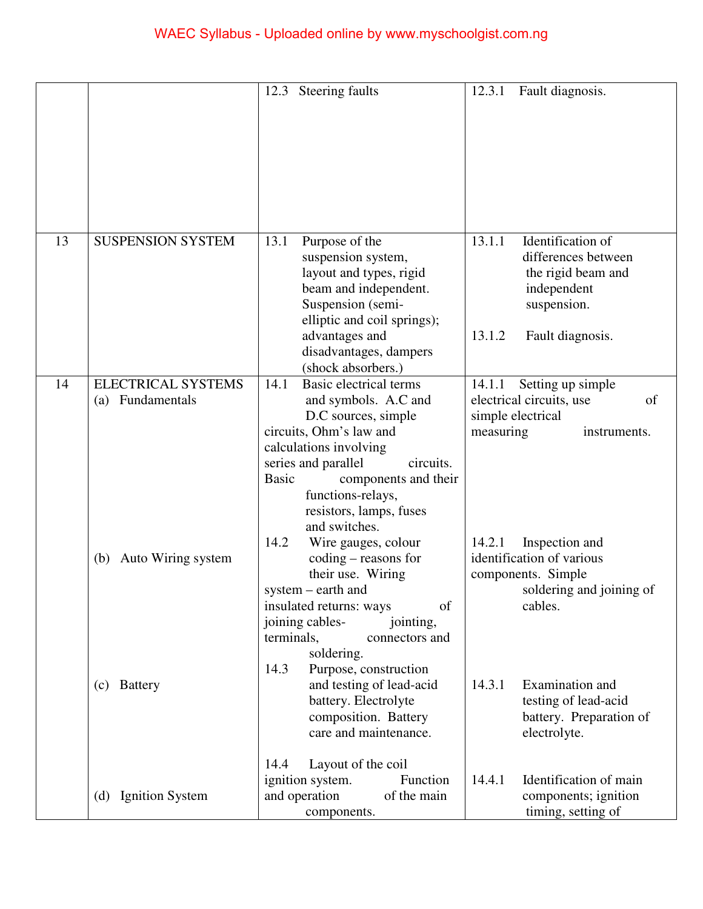| | | | |
|---|---|---|---|
| | | 12.3 Steering faults | 12.3.1 Fault diagnosis. |
| 13 | SUSPENSION SYSTEM | 13.1 Purpose of the suspension system, layout and types, rigid beam and independent. Suspension (semi-elliptic and coil springs); advantages and disadvantages, dampers (shock absorbers.) | 13.1.1 Identification of differences between the rigid beam and independent suspension.<br><br>13.1.2 Fault diagnosis. |
| 14 | ELECTRICAL SYSTEMS<br>(a) Fundamentals | 14.1 Basic electrical terms and symbols. A.C and D.C sources, simple circuits, Ohm's law and calculations involving series and parallel circuits. Basic components and their functions-relays, resistors, lamps, fuses and switches. | 14.1.1 Setting up simple electrical circuits, use of simple electrical measuring instruments. |
| | (b) Auto Wiring system | 14.2 Wire gauges, colour coding – reasons for their use. Wiring system – earth and insulated returns: ways of joining cables- jointing, terminals, connectors and soldering. | 14.2.1 Inspection and identification of various components. Simple soldering and joining of cables. |
| | (c) Battery | 14.3 Purpose, construction and testing of lead-acid battery. Electrolyte composition. Battery care and maintenance. | 14.3.1 Examination and testing of lead-acid battery. Preparation of electrolyte. |
| | (d) Ignition System | 14.4 Layout of the coil ignition system. Function and operation of the main components. | 14.4.1 Identification of main components; ignition timing, setting of |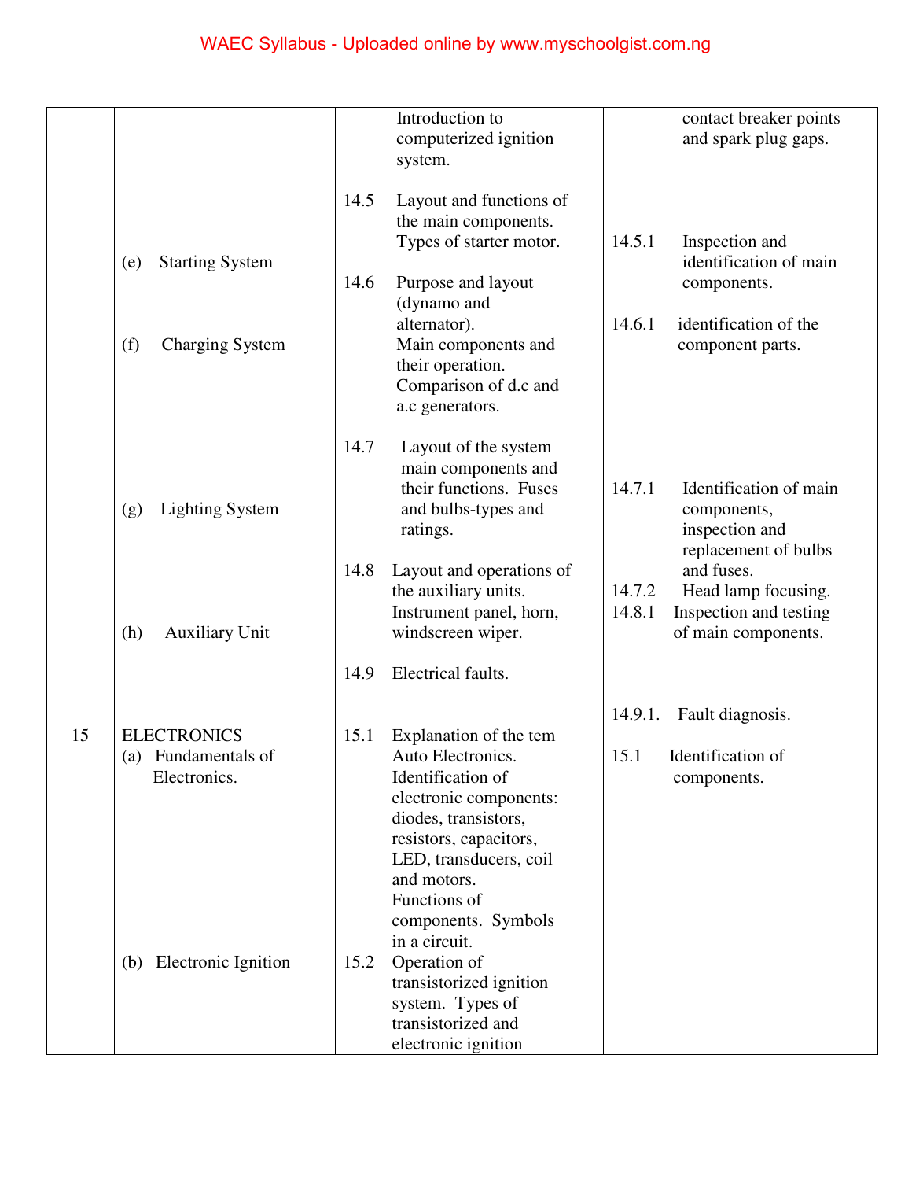| | | | |
|---|---|---|---|
| | | Introduction to computerized ignition system. | contact breaker points and spark plug gaps. |
| | (e) Starting System | 14.5 Layout and functions of the main components. Types of starter motor. | 14.5.1 Inspection and identification of main components. |
| | (f) Charging System | 14.6 Purpose and layout (dynamo and alternator). Main components and their operation. Comparison of d.c and a.c generators. | 14.6.1 identification of the component parts. |
| | (g) Lighting System | 14.7 Layout of the system main components and their functions. Fuses and bulbs-types and ratings. | 14.7.1 Identification of main components, inspection and replacement of bulbs and fuses.<br>14.7.2 Head lamp focusing. |
| | (h) Auxiliary Unit | 14.8 Layout and operations of the auxiliary units. Instrument panel, horn, windscreen wiper.<br>14.9 Electrical faults. | 14.8.1 Inspection and testing of main components.<br>14.9.1. Fault diagnosis. |
| 15 | ELECTRONICS<br>(a) Fundamentals of Electronics. | 15.1 Explanation of the tem Auto Electronics. Identification of electronic components: diodes, transistors, resistors, capacitors, LED, transducers, coil and motors. Functions of components. Symbols in a circuit. | 15.1 Identification of components. |
| | (b) Electronic Ignition | 15.2 Operation of transistorized ignition system. Types of transistorized and electronic ignition | |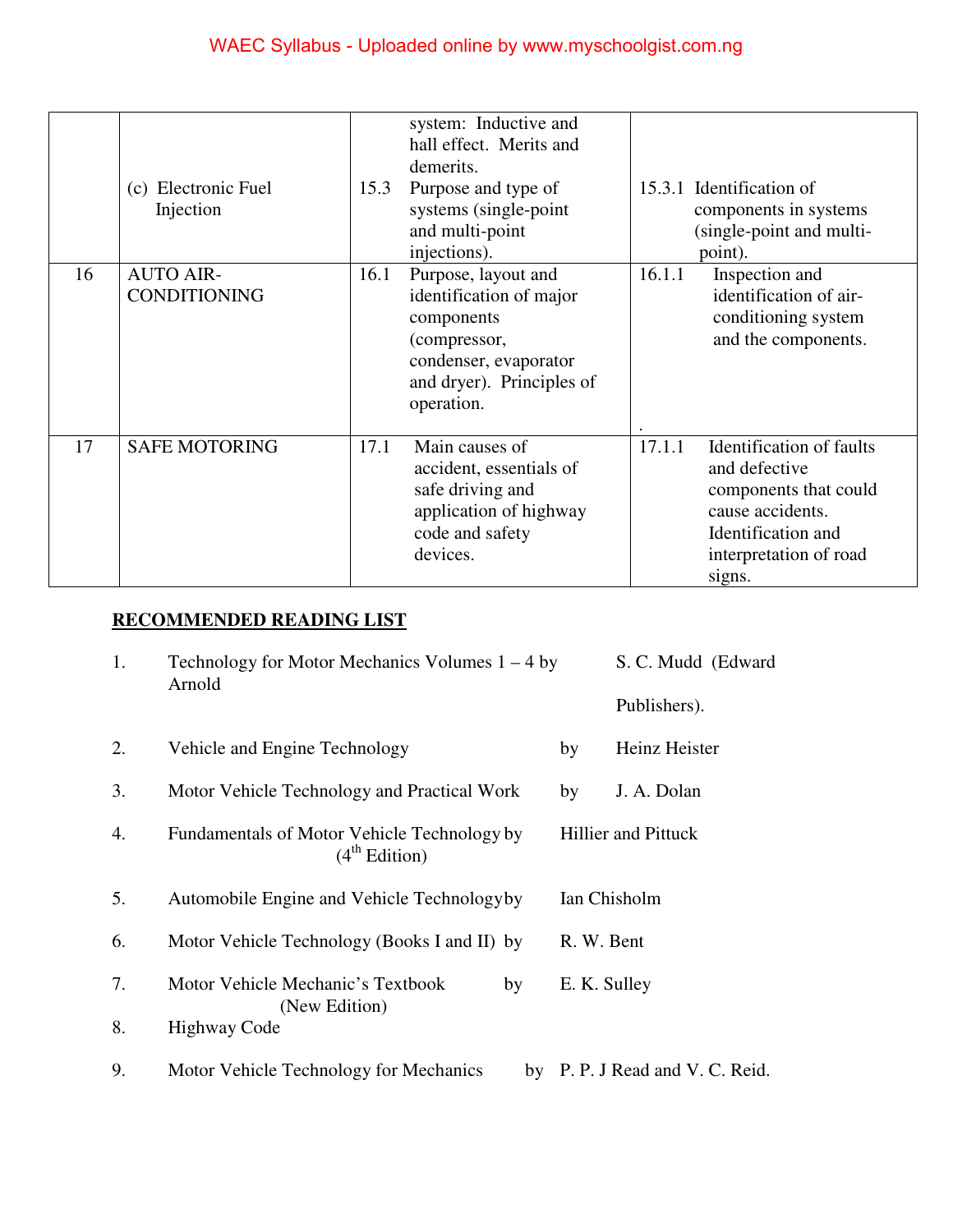| | | | |
|---|---|---|---|
| | | system: Inductive and hall effect. Merits and demerits. | |
| | (c) Electronic Fuel Injection | 15.3 Purpose and type of systems (single-point and multi-point injections). | 15.3.1 Identification of components in systems (single-point and multi-point). |
| 16 | AUTO AIR-CONDITIONING | 16.1 Purpose, layout and identification of major components (compressor, condenser, evaporator and dryer). Principles of operation. | 16.1.1 Inspection and identification of air-conditioning system and the components. |
| 17 | SAFE MOTORING | 17.1 Main causes of accident, essentials of safe driving and application of highway code and safety devices. | 17.1.1 Identification of faults and defective components that could cause accidents. Identification and interpretation of road signs. |

**RECOMMENDED READING LIST**

1. Technology for Motor Mechanics Volumes 1 – 4 by S. C. Mudd (Edward Arnold Publishers).
2. Vehicle and Engine Technology by Heinz Heister
3. Motor Vehicle Technology and Practical Work by J. A. Dolan
4. Fundamentals of Motor Vehicle Technology (4th Edition) by Hillier and Pittuck
5. Automobile Engine and Vehicle Technology by Ian Chisholm
6. Motor Vehicle Technology (Books I and II) by R. W. Bent
7. Motor Vehicle Mechanic's Textbook (New Edition) by E. K. Sulley
8. Highway Code
9. Motor Vehicle Technology for Mechanics by P. P. J Read and V. C. Reid.